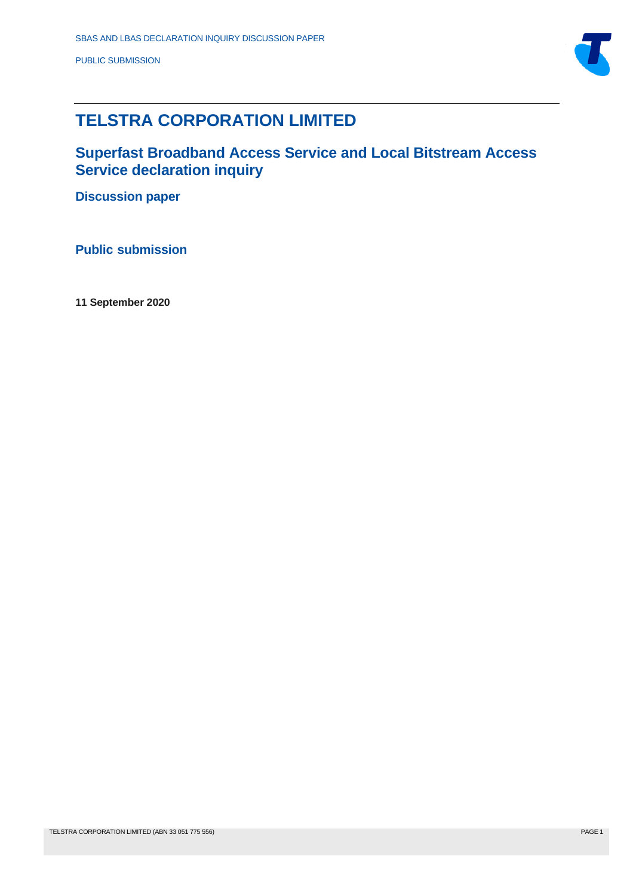# TELSTRA CORPORATION LIMITED

## Superfast Broadband Access Service and Local Bitstream Access Service declaration inquiry

### Discussion paper

### Public submission

**11 September 2020**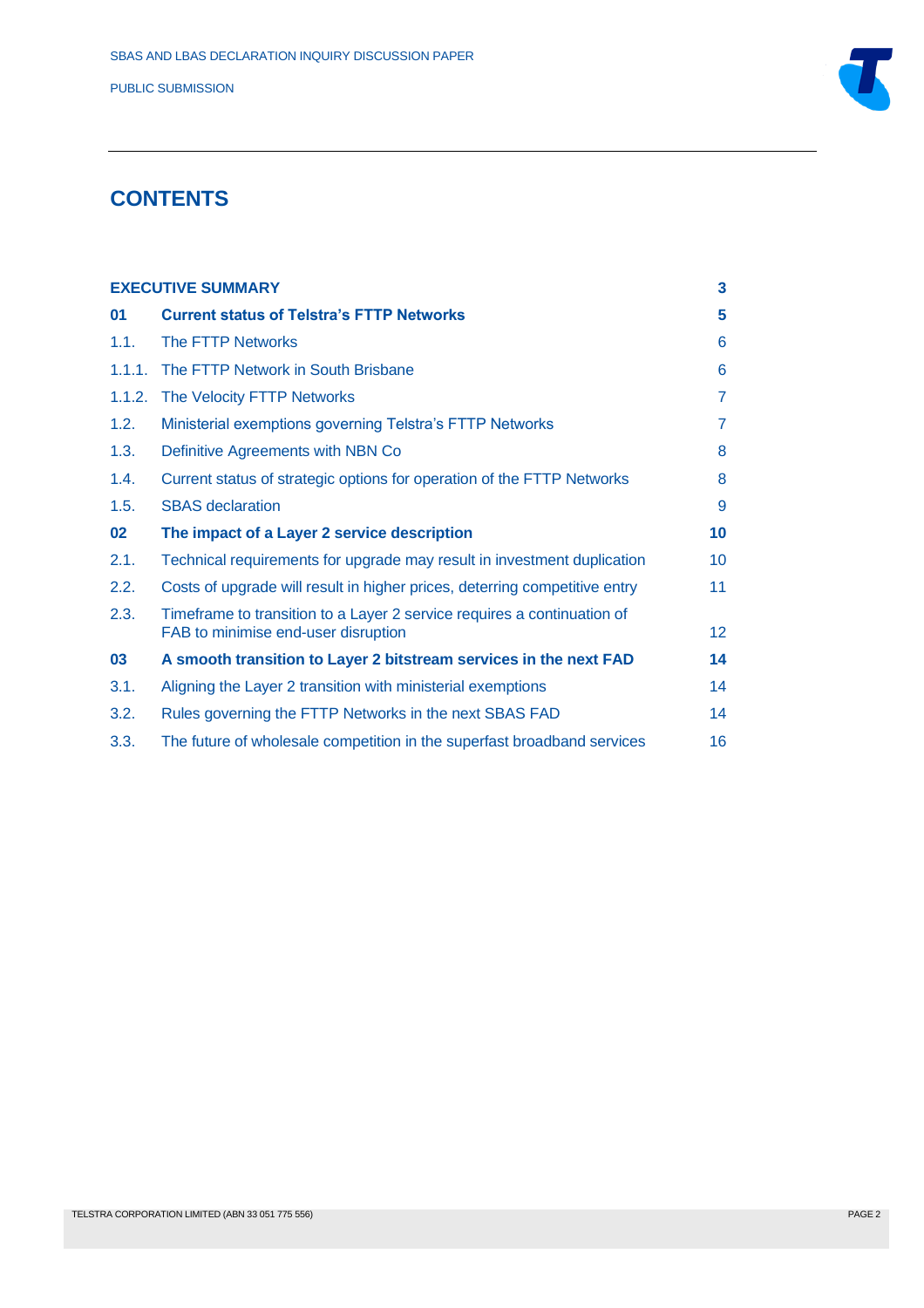# CONTENTS

| | | |
|---|---|---|
| **EXECUTIVE SUMMARY** | | **3** |
| **01** | **Current status of Telstra's FTTP Networks** | **5** |
| 1.1. | The FTTP Networks | 6 |
| 1.1.1. | The FTTP Network in South Brisbane | 6 |
| 1.1.2. | The Velocity FTTP Networks | 7 |
| 1.2. | Ministerial exemptions governing Telstra's FTTP Networks | 7 |
| 1.3. | Definitive Agreements with NBN Co | 8 |
| 1.4. | Current status of strategic options for operation of the FTTP Networks | 8 |
| 1.5. | SBAS declaration | 9 |
| **02** | **The impact of a Layer 2 service description** | **10** |
| 2.1. | Technical requirements for upgrade may result in investment duplication | 10 |
| 2.2. | Costs of upgrade will result in higher prices, deterring competitive entry | 11 |
| 2.3. | Timeframe to transition to a Layer 2 service requires a continuation of FAB to minimise end-user disruption | 12 |
| **03** | **A smooth transition to Layer 2 bitstream services in the next FAD** | **14** |
| 3.1. | Aligning the Layer 2 transition with ministerial exemptions | 14 |
| 3.2. | Rules governing the FTTP Networks in the next SBAS FAD | 14 |
| 3.3. | The future of wholesale competition in the superfast broadband services | 16 |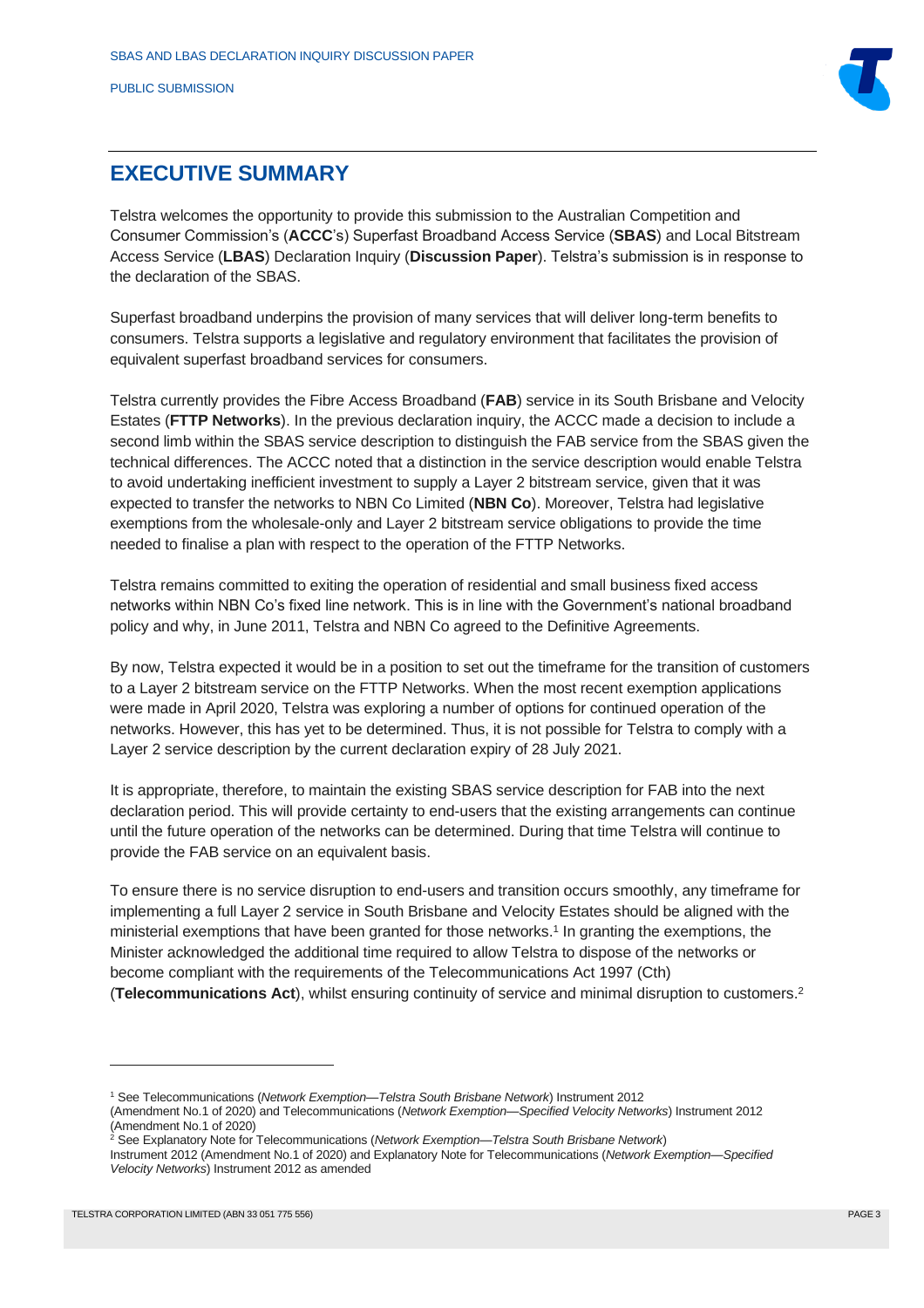# EXECUTIVE SUMMARY

Telstra welcomes the opportunity to provide this submission to the Australian Competition and Consumer Commission's (**ACCC**'s) Superfast Broadband Access Service (**SBAS**) and Local Bitstream Access Service (**LBAS**) Declaration Inquiry (**Discussion Paper**). Telstra's submission is in response to the declaration of the SBAS.

Superfast broadband underpins the provision of many services that will deliver long-term benefits to consumers. Telstra supports a legislative and regulatory environment that facilitates the provision of equivalent superfast broadband services for consumers.

Telstra currently provides the Fibre Access Broadband (**FAB**) service in its South Brisbane and Velocity Estates (**FTTP Networks**). In the previous declaration inquiry, the ACCC made a decision to include a second limb within the SBAS service description to distinguish the FAB service from the SBAS given the technical differences. The ACCC noted that a distinction in the service description would enable Telstra to avoid undertaking inefficient investment to supply a Layer 2 bitstream service, given that it was expected to transfer the networks to NBN Co Limited (**NBN Co**). Moreover, Telstra had legislative exemptions from the wholesale-only and Layer 2 bitstream service obligations to provide the time needed to finalise a plan with respect to the operation of the FTTP Networks.

Telstra remains committed to exiting the operation of residential and small business fixed access networks within NBN Co's fixed line network. This is in line with the Government's national broadband policy and why, in June 2011, Telstra and NBN Co agreed to the Definitive Agreements.

By now, Telstra expected it would be in a position to set out the timeframe for the transition of customers to a Layer 2 bitstream service on the FTTP Networks. When the most recent exemption applications were made in April 2020, Telstra was exploring a number of options for continued operation of the networks. However, this has yet to be determined. Thus, it is not possible for Telstra to comply with a Layer 2 service description by the current declaration expiry of 28 July 2021.

It is appropriate, therefore, to maintain the existing SBAS service description for FAB into the next declaration period. This will provide certainty to end-users that the existing arrangements can continue until the future operation of the networks can be determined. During that time Telstra will continue to provide the FAB service on an equivalent basis.

To ensure there is no service disruption to end-users and transition occurs smoothly, any timeframe for implementing a full Layer 2 service in South Brisbane and Velocity Estates should be aligned with the ministerial exemptions that have been granted for those networks.[1] In granting the exemptions, the Minister acknowledged the additional time required to allow Telstra to dispose of the networks or become compliant with the requirements of the Telecommunications Act 1997 (Cth) (**Telecommunications Act**), whilst ensuring continuity of service and minimal disruption to customers.[2]

---

[1] See Telecommunications (*Network Exemption—Telstra South Brisbane Network*) Instrument 2012 (Amendment No.1 of 2020) and Telecommunications (*Network Exemption—Specified Velocity Networks*) Instrument 2012 (Amendment No.1 of 2020)

[2] See Explanatory Note for Telecommunications (*Network Exemption—Telstra South Brisbane Network*) Instrument 2012 (Amendment No.1 of 2020) and Explanatory Note for Telecommunications (*Network Exemption—Specified Velocity Networks*) Instrument 2012 as amended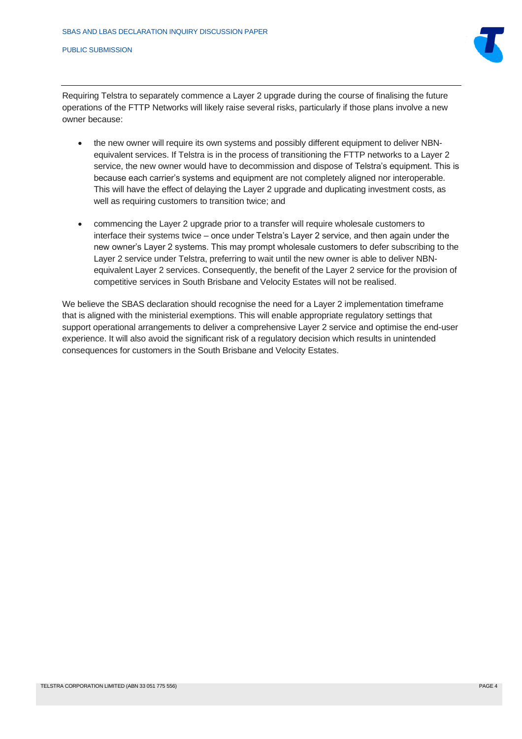Requiring Telstra to separately commence a Layer 2 upgrade during the course of finalising the future operations of the FTTP Networks will likely raise several risks, particularly if those plans involve a new owner because:

- the new owner will require its own systems and possibly different equipment to deliver NBN-equivalent services. If Telstra is in the process of transitioning the FTTP networks to a Layer 2 service, the new owner would have to decommission and dispose of Telstra's equipment. This is because each carrier's systems and equipment are not completely aligned nor interoperable. This will have the effect of delaying the Layer 2 upgrade and duplicating investment costs, as well as requiring customers to transition twice; and

- commencing the Layer 2 upgrade prior to a transfer will require wholesale customers to interface their systems twice – once under Telstra's Layer 2 service, and then again under the new owner's Layer 2 systems. This may prompt wholesale customers to defer subscribing to the Layer 2 service under Telstra, preferring to wait until the new owner is able to deliver NBN-equivalent Layer 2 services. Consequently, the benefit of the Layer 2 service for the provision of competitive services in South Brisbane and Velocity Estates will not be realised.

We believe the SBAS declaration should recognise the need for a Layer 2 implementation timeframe that is aligned with the ministerial exemptions. This will enable appropriate regulatory settings that support operational arrangements to deliver a comprehensive Layer 2 service and optimise the end-user experience. It will also avoid the significant risk of a regulatory decision which results in unintended consequences for customers in the South Brisbane and Velocity Estates.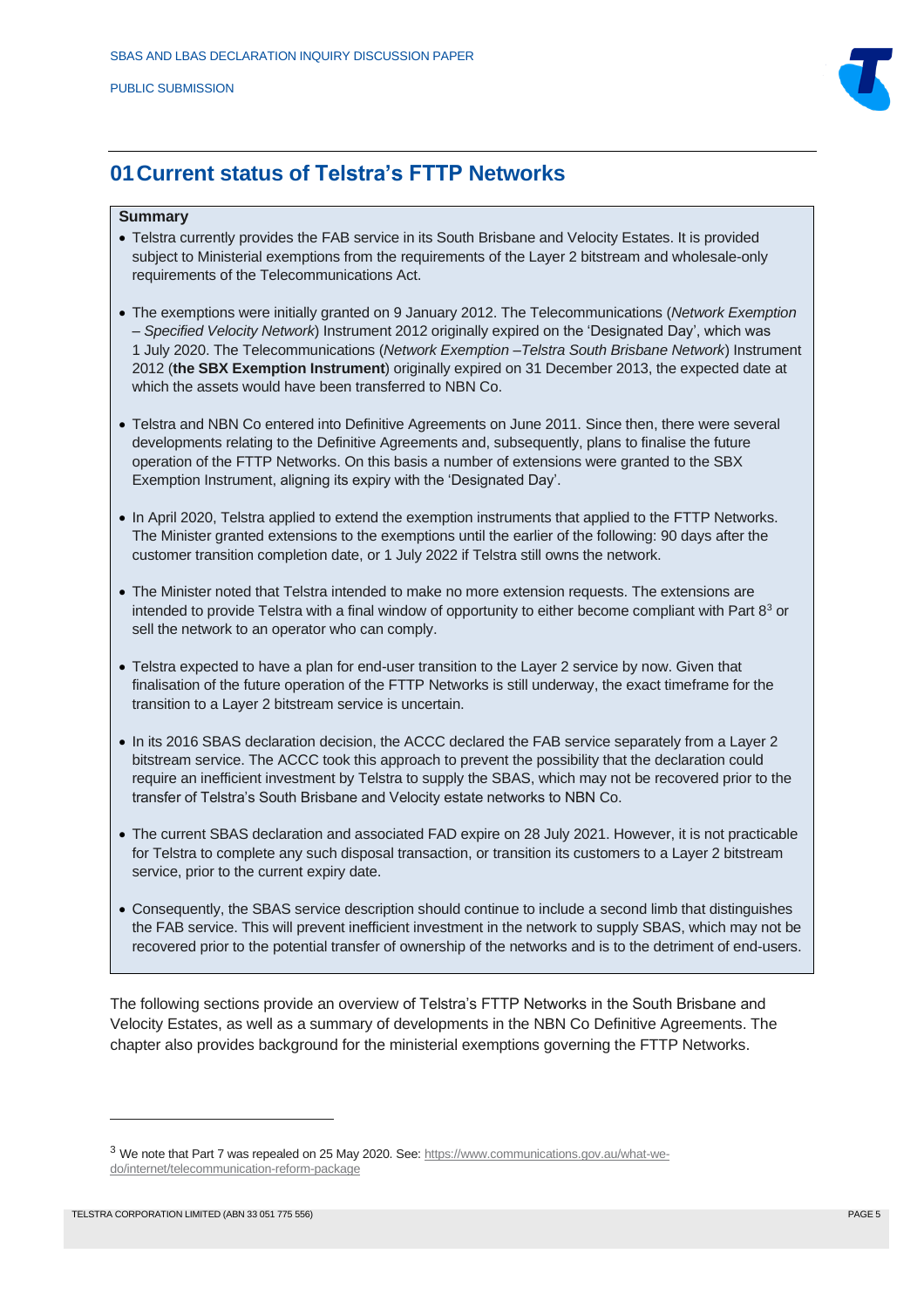# 01 Current status of Telstra's FTTP Networks

**Summary**

- Telstra currently provides the FAB service in its South Brisbane and Velocity Estates. It is provided subject to Ministerial exemptions from the requirements of the Layer 2 bitstream and wholesale-only requirements of the Telecommunications Act.

- The exemptions were initially granted on 9 January 2012. The Telecommunications (*Network Exemption – Specified Velocity Network*) Instrument 2012 originally expired on the 'Designated Day', which was 1 July 2020. The Telecommunications (*Network Exemption –Telstra South Brisbane Network*) Instrument 2012 (**the SBX Exemption Instrument**) originally expired on 31 December 2013, the expected date at which the assets would have been transferred to NBN Co.

- Telstra and NBN Co entered into Definitive Agreements on June 2011. Since then, there were several developments relating to the Definitive Agreements and, subsequently, plans to finalise the future operation of the FTTP Networks. On this basis a number of extensions were granted to the SBX Exemption Instrument, aligning its expiry with the 'Designated Day'.

- In April 2020, Telstra applied to extend the exemption instruments that applied to the FTTP Networks. The Minister granted extensions to the exemptions until the earlier of the following: 90 days after the customer transition completion date, or 1 July 2022 if Telstra still owns the network.

- The Minister noted that Telstra intended to make no more extension requests. The extensions are intended to provide Telstra with a final window of opportunity to either become compliant with Part 8[3] or sell the network to an operator who can comply.

- Telstra expected to have a plan for end-user transition to the Layer 2 service by now. Given that finalisation of the future operation of the FTTP Networks is still underway, the exact timeframe for the transition to a Layer 2 bitstream service is uncertain.

- In its 2016 SBAS declaration decision, the ACCC declared the FAB service separately from a Layer 2 bitstream service. The ACCC took this approach to prevent the possibility that the declaration could require an inefficient investment by Telstra to supply the SBAS, which may not be recovered prior to the transfer of Telstra's South Brisbane and Velocity estate networks to NBN Co.

- The current SBAS declaration and associated FAD expire on 28 July 2021. However, it is not practicable for Telstra to complete any such disposal transaction, or transition its customers to a Layer 2 bitstream service, prior to the current expiry date.

- Consequently, the SBAS service description should continue to include a second limb that distinguishes the FAB service. This will prevent inefficient investment in the network to supply SBAS, which may not be recovered prior to the potential transfer of ownership of the networks and is to the detriment of end-users.

The following sections provide an overview of Telstra's FTTP Networks in the South Brisbane and Velocity Estates, as well as a summary of developments in the NBN Co Definitive Agreements. The chapter also provides background for the ministerial exemptions governing the FTTP Networks.

---

[3] We note that Part 7 was repealed on 25 May 2020. See: https://www.communications.gov.au/what-we-do/internet/telecommunication-reform-package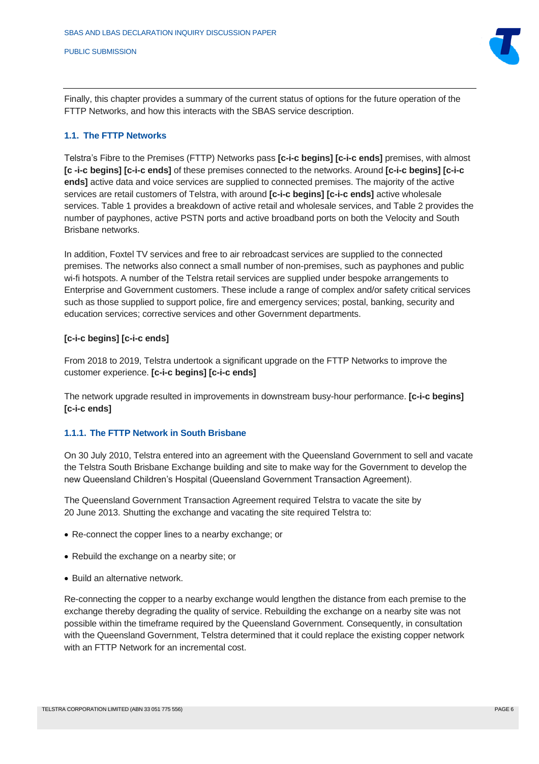Finally, this chapter provides a summary of the current status of options for the future operation of the FTTP Networks, and how this interacts with the SBAS service description.

### 1.1. The FTTP Networks

Telstra's Fibre to the Premises (FTTP) Networks pass **[c-i-c begins] [c-i-c ends]** premises, with almost **[c -i-c begins] [c-i-c ends]** of these premises connected to the networks. Around **[c-i-c begins] [c-i-c ends]** active data and voice services are supplied to connected premises. The majority of the active services are retail customers of Telstra, with around **[c-i-c begins] [c-i-c ends]** active wholesale services. Table 1 provides a breakdown of active retail and wholesale services, and Table 2 provides the number of payphones, active PSTN ports and active broadband ports on both the Velocity and South Brisbane networks.

In addition, Foxtel TV services and free to air rebroadcast services are supplied to the connected premises. The networks also connect a small number of non-premises, such as payphones and public wi-fi hotspots. A number of the Telstra retail services are supplied under bespoke arrangements to Enterprise and Government customers. These include a range of complex and/or safety critical services such as those supplied to support police, fire and emergency services; postal, banking, security and education services; corrective services and other Government departments.

**[c-i-c begins] [c-i-c ends]**

From 2018 to 2019, Telstra undertook a significant upgrade on the FTTP Networks to improve the customer experience. **[c-i-c begins] [c-i-c ends]**

The network upgrade resulted in improvements in downstream busy-hour performance. **[c-i-c begins] [c-i-c ends]**

#### 1.1.1. The FTTP Network in South Brisbane

On 30 July 2010, Telstra entered into an agreement with the Queensland Government to sell and vacate the Telstra South Brisbane Exchange building and site to make way for the Government to develop the new Queensland Children's Hospital (Queensland Government Transaction Agreement).

The Queensland Government Transaction Agreement required Telstra to vacate the site by 20 June 2013. Shutting the exchange and vacating the site required Telstra to:

- Re-connect the copper lines to a nearby exchange; or
- Rebuild the exchange on a nearby site; or
- Build an alternative network.

Re-connecting the copper to a nearby exchange would lengthen the distance from each premise to the exchange thereby degrading the quality of service. Rebuilding the exchange on a nearby site was not possible within the timeframe required by the Queensland Government. Consequently, in consultation with the Queensland Government, Telstra determined that it could replace the existing copper network with an FTTP Network for an incremental cost.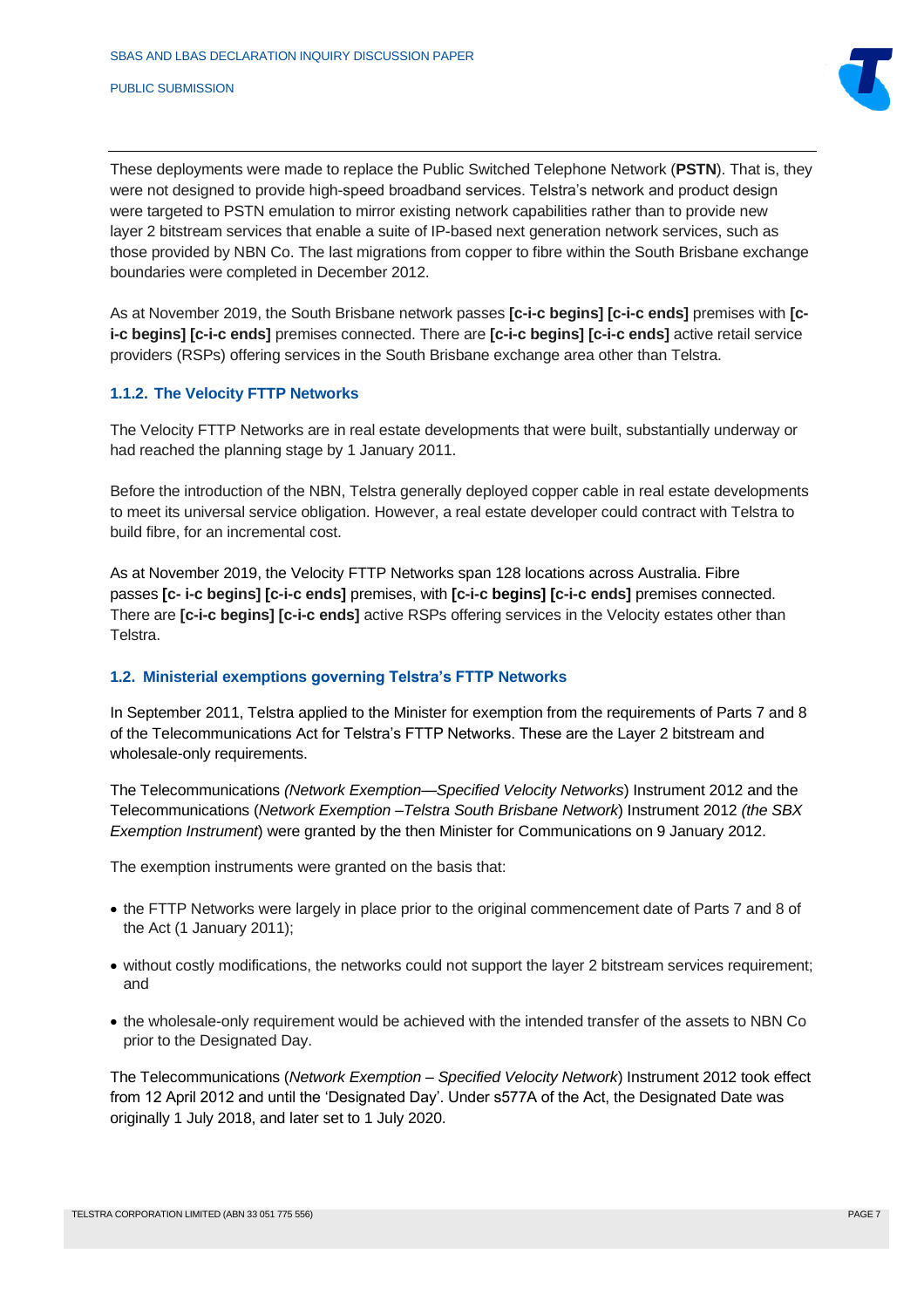These deployments were made to replace the Public Switched Telephone Network (**PSTN**). That is, they were not designed to provide high-speed broadband services. Telstra's network and product design were targeted to PSTN emulation to mirror existing network capabilities rather than to provide new layer 2 bitstream services that enable a suite of IP-based next generation network services, such as those provided by NBN Co. The last migrations from copper to fibre within the South Brisbane exchange boundaries were completed in December 2012.

As at November 2019, the South Brisbane network passes **[c-i-c begins] [c-i-c ends]** premises with **[c-i-c begins] [c-i-c ends]** premises connected. There are **[c-i-c begins] [c-i-c ends]** active retail service providers (RSPs) offering services in the South Brisbane exchange area other than Telstra.

### 1.1.2. The Velocity FTTP Networks

The Velocity FTTP Networks are in real estate developments that were built, substantially underway or had reached the planning stage by 1 January 2011.

Before the introduction of the NBN, Telstra generally deployed copper cable in real estate developments to meet its universal service obligation. However, a real estate developer could contract with Telstra to build fibre, for an incremental cost.

As at November 2019, the Velocity FTTP Networks span 128 locations across Australia. Fibre passes **[c- i-c begins] [c-i-c ends]** premises, with **[c-i-c begins] [c-i-c ends]** premises connected. There are **[c-i-c begins] [c-i-c ends]** active RSPs offering services in the Velocity estates other than Telstra.

## 1.2. Ministerial exemptions governing Telstra's FTTP Networks

In September 2011, Telstra applied to the Minister for exemption from the requirements of Parts 7 and 8 of the Telecommunications Act for Telstra's FTTP Networks. These are the Layer 2 bitstream and wholesale-only requirements.

The Telecommunications *(Network Exemption—Specified Velocity Networks*) Instrument 2012 and the Telecommunications (*Network Exemption –Telstra South Brisbane Network*) Instrument 2012 *(the SBX Exemption Instrument*) were granted by the then Minister for Communications on 9 January 2012.

The exemption instruments were granted on the basis that:

- the FTTP Networks were largely in place prior to the original commencement date of Parts 7 and 8 of the Act (1 January 2011);
- without costly modifications, the networks could not support the layer 2 bitstream services requirement; and
- the wholesale-only requirement would be achieved with the intended transfer of the assets to NBN Co prior to the Designated Day.

The Telecommunications (*Network Exemption – Specified Velocity Network*) Instrument 2012 took effect from 12 April 2012 and until the 'Designated Day'. Under s577A of the Act, the Designated Date was originally 1 July 2018, and later set to 1 July 2020.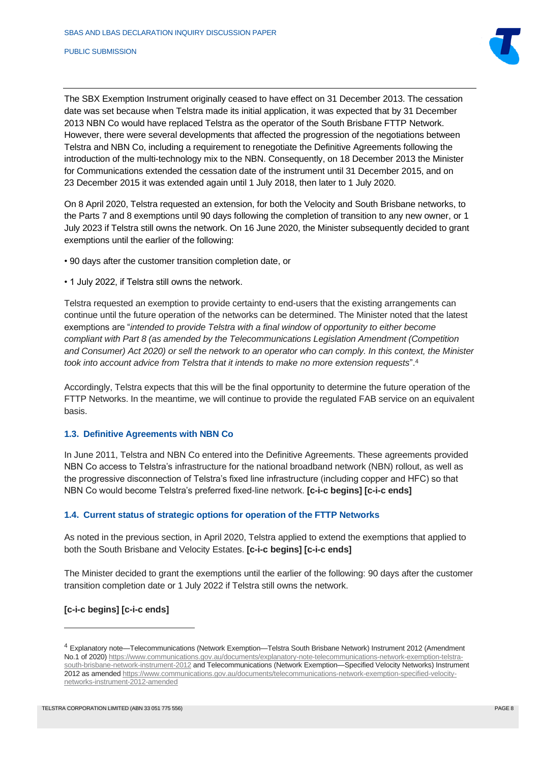The SBX Exemption Instrument originally ceased to have effect on 31 December 2013. The cessation date was set because when Telstra made its initial application, it was expected that by 31 December 2013 NBN Co would have replaced Telstra as the operator of the South Brisbane FTTP Network. However, there were several developments that affected the progression of the negotiations between Telstra and NBN Co, including a requirement to renegotiate the Definitive Agreements following the introduction of the multi-technology mix to the NBN. Consequently, on 18 December 2013 the Minister for Communications extended the cessation date of the instrument until 31 December 2015, and on 23 December 2015 it was extended again until 1 July 2018, then later to 1 July 2020.

On 8 April 2020, Telstra requested an extension, for both the Velocity and South Brisbane networks, to the Parts 7 and 8 exemptions until 90 days following the completion of transition to any new owner, or 1 July 2023 if Telstra still owns the network. On 16 June 2020, the Minister subsequently decided to grant exemptions until the earlier of the following:

- 90 days after the customer transition completion date, or
- 1 July 2022, if Telstra still owns the network.

Telstra requested an exemption to provide certainty to end-users that the existing arrangements can continue until the future operation of the networks can be determined. The Minister noted that the latest exemptions are "*intended to provide Telstra with a final window of opportunity to either become compliant with Part 8 (as amended by the Telecommunications Legislation Amendment (Competition and Consumer) Act 2020) or sell the network to an operator who can comply. In this context, the Minister took into account advice from Telstra that it intends to make no more extension requests*".[4]

Accordingly, Telstra expects that this will be the final opportunity to determine the future operation of the FTTP Networks. In the meantime, we will continue to provide the regulated FAB service on an equivalent basis.

### 1.3. Definitive Agreements with NBN Co

In June 2011, Telstra and NBN Co entered into the Definitive Agreements. These agreements provided NBN Co access to Telstra's infrastructure for the national broadband network (NBN) rollout, as well as the progressive disconnection of Telstra's fixed line infrastructure (including copper and HFC) so that NBN Co would become Telstra's preferred fixed-line network. **[c-i-c begins] [c-i-c ends]**

### 1.4. Current status of strategic options for operation of the FTTP Networks

As noted in the previous section, in April 2020, Telstra applied to extend the exemptions that applied to both the South Brisbane and Velocity Estates. **[c-i-c begins] [c-i-c ends]**

The Minister decided to grant the exemptions until the earlier of the following: 90 days after the customer transition completion date or 1 July 2022 if Telstra still owns the network.

**[c-i-c begins] [c-i-c ends]**

---

[4] Explanatory note—Telecommunications (Network Exemption—Telstra South Brisbane Network) Instrument 2012 (Amendment No.1 of 2020) https://www.communications.gov.au/documents/explanatory-note-telecommunications-network-exemption-telstra-south-brisbane-network-instrument-2012 and Telecommunications (Network Exemption—Specified Velocity Networks) Instrument 2012 as amended https://www.communications.gov.au/documents/telecommunications-network-exemption-specified-velocity-networks-instrument-2012-amended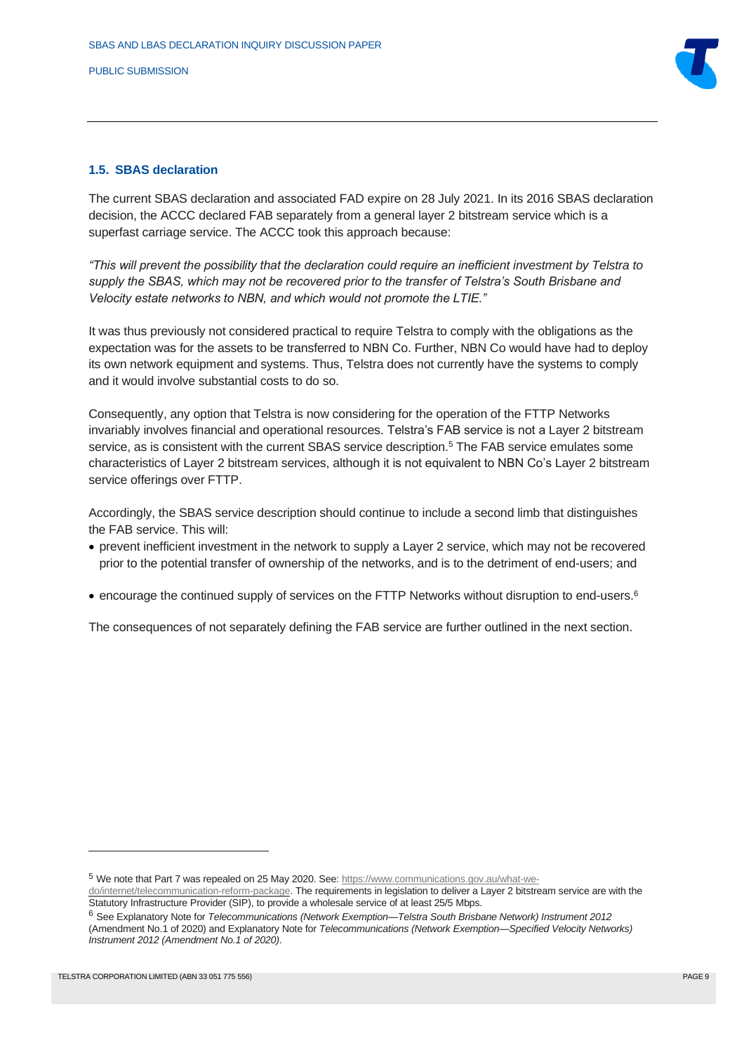### 1.5. SBAS declaration

The current SBAS declaration and associated FAD expire on 28 July 2021. In its 2016 SBAS declaration decision, the ACCC declared FAB separately from a general layer 2 bitstream service which is a superfast carriage service. The ACCC took this approach because:

*"This will prevent the possibility that the declaration could require an inefficient investment by Telstra to supply the SBAS, which may not be recovered prior to the transfer of Telstra's South Brisbane and Velocity estate networks to NBN, and which would not promote the LTIE."*

It was thus previously not considered practical to require Telstra to comply with the obligations as the expectation was for the assets to be transferred to NBN Co. Further, NBN Co would have had to deploy its own network equipment and systems. Thus, Telstra does not currently have the systems to comply and it would involve substantial costs to do so.

Consequently, any option that Telstra is now considering for the operation of the FTTP Networks invariably involves financial and operational resources. Telstra's FAB service is not a Layer 2 bitstream service, as is consistent with the current SBAS service description.[5] The FAB service emulates some characteristics of Layer 2 bitstream services, although it is not equivalent to NBN Co's Layer 2 bitstream service offerings over FTTP.

Accordingly, the SBAS service description should continue to include a second limb that distinguishes the FAB service. This will:

- prevent inefficient investment in the network to supply a Layer 2 service, which may not be recovered prior to the potential transfer of ownership of the networks, and is to the detriment of end-users; and
- encourage the continued supply of services on the FTTP Networks without disruption to end-users.[6]

The consequences of not separately defining the FAB service are further outlined in the next section.

---

[5] We note that Part 7 was repealed on 25 May 2020. See: https://www.communications.gov.au/what-we-do/internet/telecommunication-reform-package. The requirements in legislation to deliver a Layer 2 bitstream service are with the Statutory Infrastructure Provider (SIP), to provide a wholesale service of at least 25/5 Mbps.

[6] See Explanatory Note for *Telecommunications (Network Exemption—Telstra South Brisbane Network) Instrument 2012* (Amendment No.1 of 2020) and Explanatory Note for *Telecommunications (Network Exemption—Specified Velocity Networks) Instrument 2012 (Amendment No.1 of 2020).*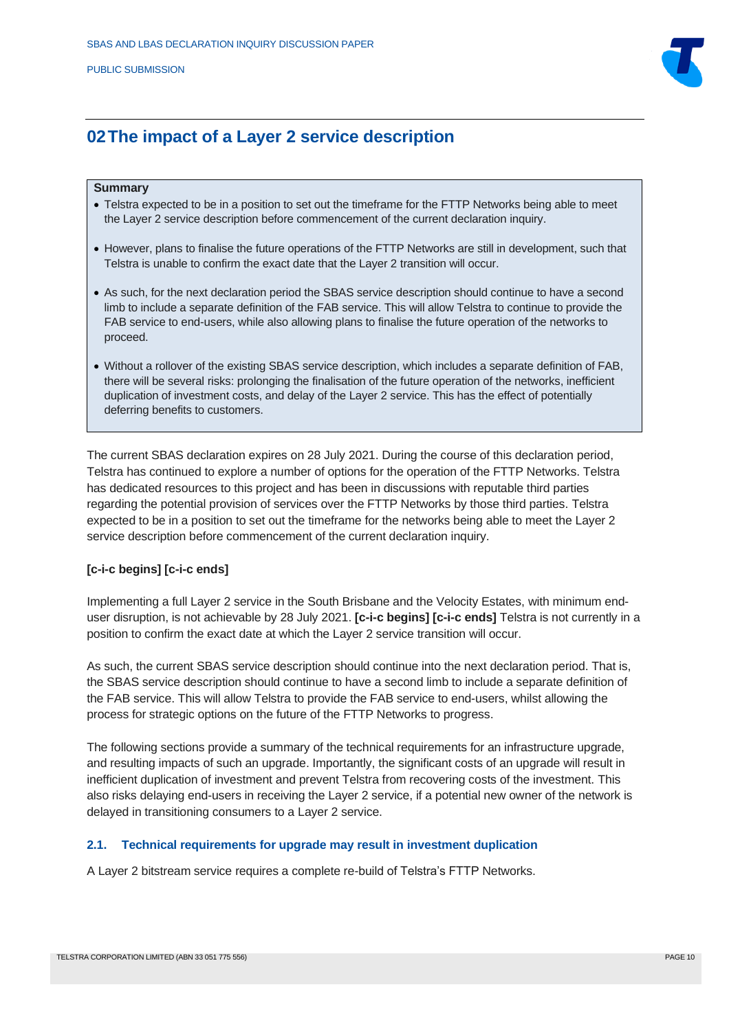## 02 The impact of a Layer 2 service description

**Summary**

- Telstra expected to be in a position to set out the timeframe for the FTTP Networks being able to meet the Layer 2 service description before commencement of the current declaration inquiry.
- However, plans to finalise the future operations of the FTTP Networks are still in development, such that Telstra is unable to confirm the exact date that the Layer 2 transition will occur.
- As such, for the next declaration period the SBAS service description should continue to have a second limb to include a separate definition of the FAB service. This will allow Telstra to continue to provide the FAB service to end-users, while also allowing plans to finalise the future operation of the networks to proceed.
- Without a rollover of the existing SBAS service description, which includes a separate definition of FAB, there will be several risks: prolonging the finalisation of the future operation of the networks, inefficient duplication of investment costs, and delay of the Layer 2 service. This has the effect of potentially deferring benefits to customers.

The current SBAS declaration expires on 28 July 2021. During the course of this declaration period, Telstra has continued to explore a number of options for the operation of the FTTP Networks. Telstra has dedicated resources to this project and has been in discussions with reputable third parties regarding the potential provision of services over the FTTP Networks by those third parties. Telstra expected to be in a position to set out the timeframe for the networks being able to meet the Layer 2 service description before commencement of the current declaration inquiry.

**[c-i-c begins] [c-i-c ends]**

Implementing a full Layer 2 service in the South Brisbane and the Velocity Estates, with minimum end-user disruption, is not achievable by 28 July 2021. **[c-i-c begins] [c-i-c ends]** Telstra is not currently in a position to confirm the exact date at which the Layer 2 service transition will occur.

As such, the current SBAS service description should continue into the next declaration period. That is, the SBAS service description should continue to have a second limb to include a separate definition of the FAB service. This will allow Telstra to provide the FAB service to end-users, whilst allowing the process for strategic options on the future of the FTTP Networks to progress.

The following sections provide a summary of the technical requirements for an infrastructure upgrade, and resulting impacts of such an upgrade. Importantly, the significant costs of an upgrade will result in inefficient duplication of investment and prevent Telstra from recovering costs of the investment. This also risks delaying end-users in receiving the Layer 2 service, if a potential new owner of the network is delayed in transitioning consumers to a Layer 2 service.

### 2.1. Technical requirements for upgrade may result in investment duplication

A Layer 2 bitstream service requires a complete re-build of Telstra's FTTP Networks.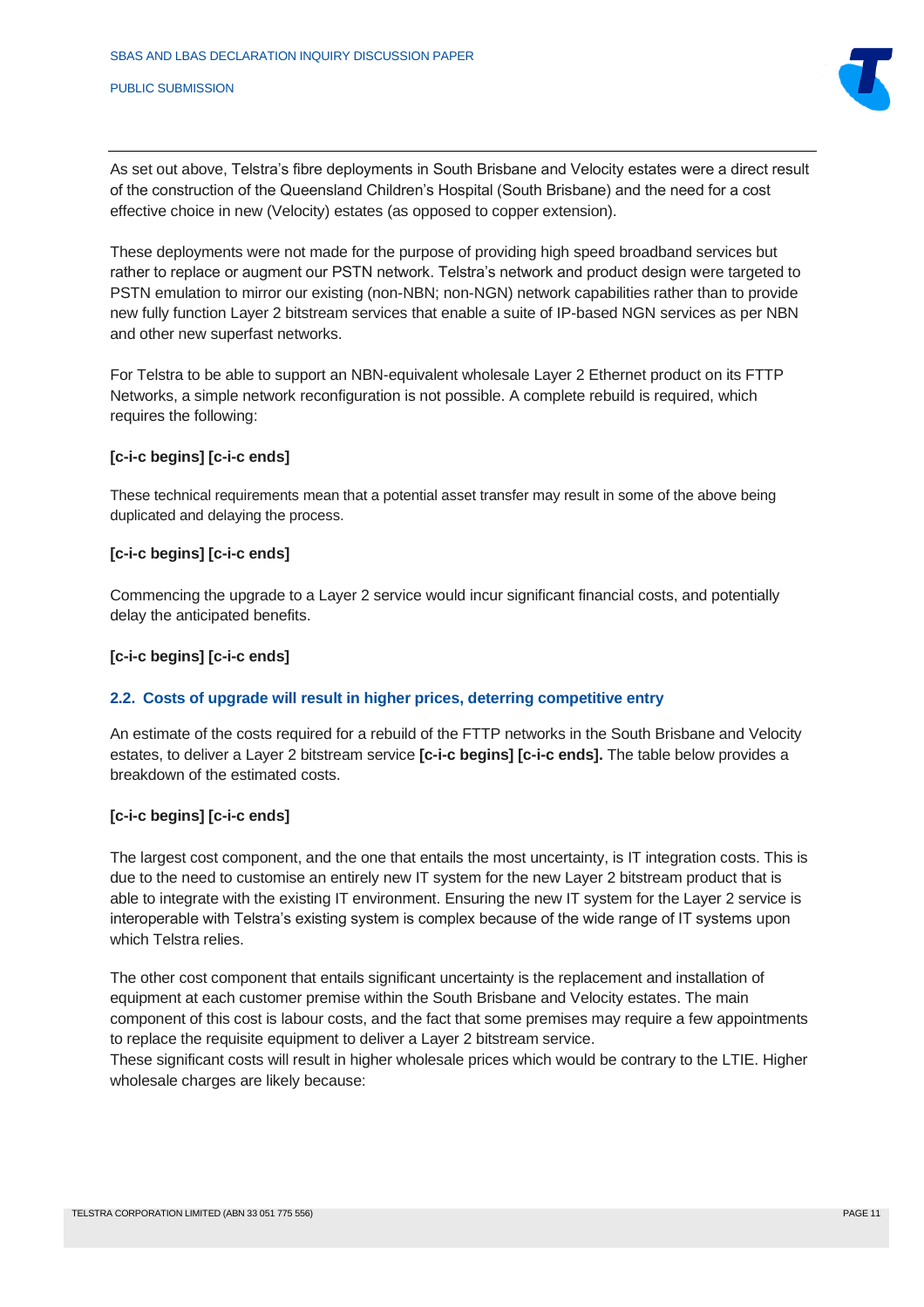As set out above, Telstra's fibre deployments in South Brisbane and Velocity estates were a direct result of the construction of the Queensland Children's Hospital (South Brisbane) and the need for a cost effective choice in new (Velocity) estates (as opposed to copper extension).

These deployments were not made for the purpose of providing high speed broadband services but rather to replace or augment our PSTN network. Telstra's network and product design were targeted to PSTN emulation to mirror our existing (non-NBN; non-NGN) network capabilities rather than to provide new fully function Layer 2 bitstream services that enable a suite of IP-based NGN services as per NBN and other new superfast networks.

For Telstra to be able to support an NBN-equivalent wholesale Layer 2 Ethernet product on its FTTP Networks, a simple network reconfiguration is not possible. A complete rebuild is required, which requires the following:

**[c-i-c begins] [c-i-c ends]**

These technical requirements mean that a potential asset transfer may result in some of the above being duplicated and delaying the process.

**[c-i-c begins] [c-i-c ends]**

Commencing the upgrade to a Layer 2 service would incur significant financial costs, and potentially delay the anticipated benefits.

**[c-i-c begins] [c-i-c ends]**

### 2.2. Costs of upgrade will result in higher prices, deterring competitive entry

An estimate of the costs required for a rebuild of the FTTP networks in the South Brisbane and Velocity estates, to deliver a Layer 2 bitstream service **[c-i-c begins] [c-i-c ends].** The table below provides a breakdown of the estimated costs.

**[c-i-c begins] [c-i-c ends]**

The largest cost component, and the one that entails the most uncertainty, is IT integration costs. This is due to the need to customise an entirely new IT system for the new Layer 2 bitstream product that is able to integrate with the existing IT environment. Ensuring the new IT system for the Layer 2 service is interoperable with Telstra's existing system is complex because of the wide range of IT systems upon which Telstra relies.

The other cost component that entails significant uncertainty is the replacement and installation of equipment at each customer premise within the South Brisbane and Velocity estates. The main component of this cost is labour costs, and the fact that some premises may require a few appointments to replace the requisite equipment to deliver a Layer 2 bitstream service.
These significant costs will result in higher wholesale prices which would be contrary to the LTIE. Higher wholesale charges are likely because: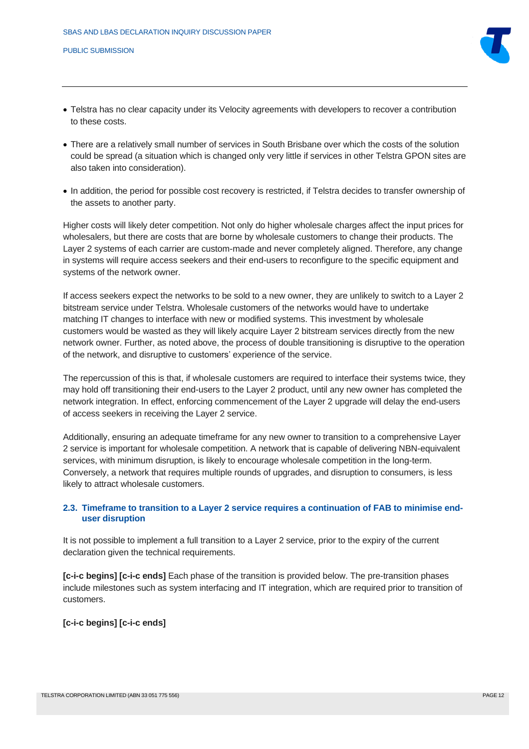- Telstra has no clear capacity under its Velocity agreements with developers to recover a contribution to these costs.
- There are a relatively small number of services in South Brisbane over which the costs of the solution could be spread (a situation which is changed only very little if services in other Telstra GPON sites are also taken into consideration).
- In addition, the period for possible cost recovery is restricted, if Telstra decides to transfer ownership of the assets to another party.

Higher costs will likely deter competition. Not only do higher wholesale charges affect the input prices for wholesalers, but there are costs that are borne by wholesale customers to change their products. The Layer 2 systems of each carrier are custom-made and never completely aligned. Therefore, any change in systems will require access seekers and their end-users to reconfigure to the specific equipment and systems of the network owner.

If access seekers expect the networks to be sold to a new owner, they are unlikely to switch to a Layer 2 bitstream service under Telstra. Wholesale customers of the networks would have to undertake matching IT changes to interface with new or modified systems. This investment by wholesale customers would be wasted as they will likely acquire Layer 2 bitstream services directly from the new network owner. Further, as noted above, the process of double transitioning is disruptive to the operation of the network, and disruptive to customers' experience of the service.

The repercussion of this is that, if wholesale customers are required to interface their systems twice, they may hold off transitioning their end-users to the Layer 2 product, until any new owner has completed the network integration. In effect, enforcing commencement of the Layer 2 upgrade will delay the end-users of access seekers in receiving the Layer 2 service.

Additionally, ensuring an adequate timeframe for any new owner to transition to a comprehensive Layer 2 service is important for wholesale competition. A network that is capable of delivering NBN-equivalent services, with minimum disruption, is likely to encourage wholesale competition in the long-term. Conversely, a network that requires multiple rounds of upgrades, and disruption to consumers, is less likely to attract wholesale customers.

### 2.3. Timeframe to transition to a Layer 2 service requires a continuation of FAB to minimise end-user disruption

It is not possible to implement a full transition to a Layer 2 service, prior to the expiry of the current declaration given the technical requirements.

**[c-i-c begins] [c-i-c ends]** Each phase of the transition is provided below. The pre-transition phases include milestones such as system interfacing and IT integration, which are required prior to transition of customers.

**[c-i-c begins] [c-i-c ends]**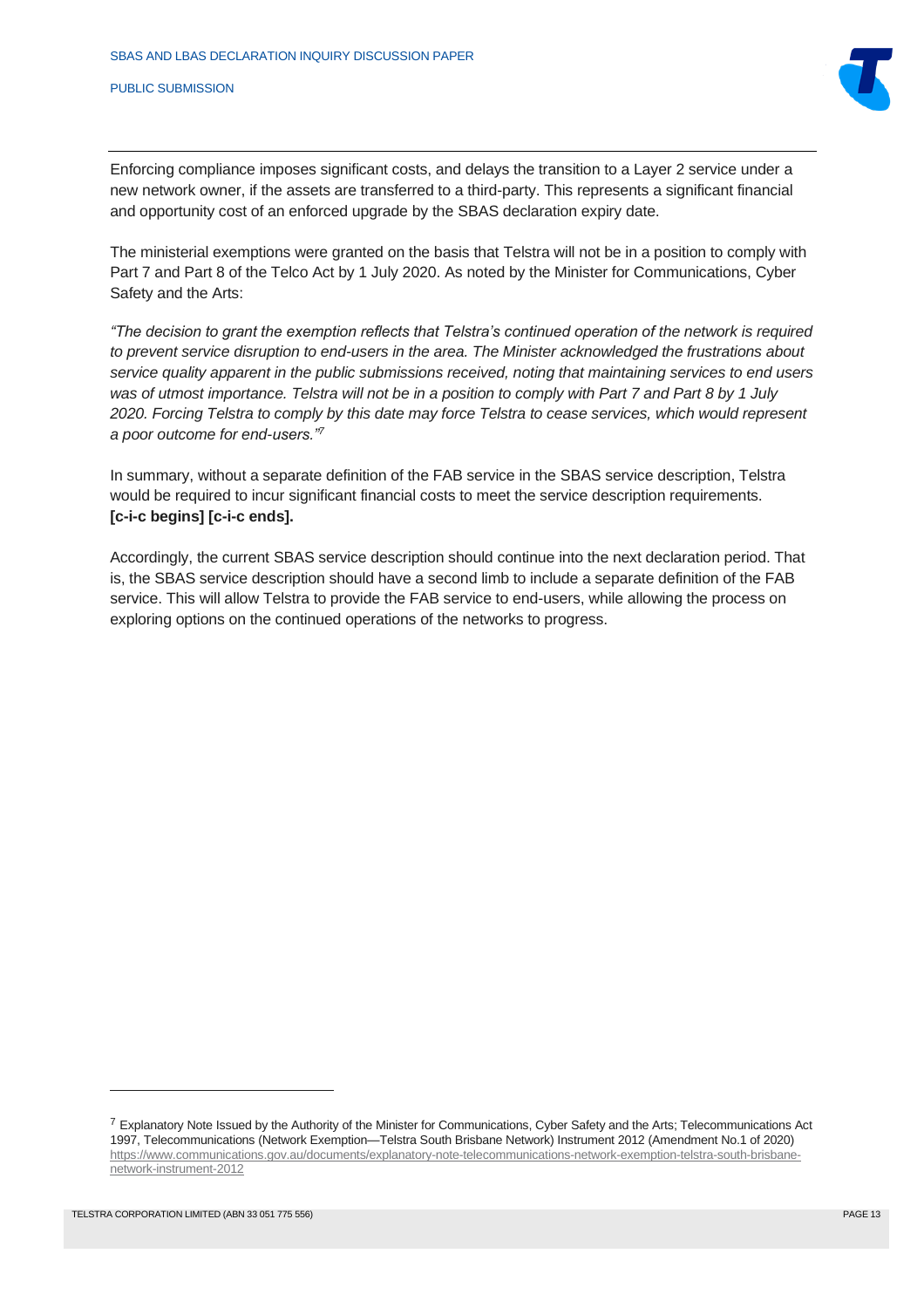Enforcing compliance imposes significant costs, and delays the transition to a Layer 2 service under a new network owner, if the assets are transferred to a third-party. This represents a significant financial and opportunity cost of an enforced upgrade by the SBAS declaration expiry date.

The ministerial exemptions were granted on the basis that Telstra will not be in a position to comply with Part 7 and Part 8 of the Telco Act by 1 July 2020. As noted by the Minister for Communications, Cyber Safety and the Arts:

*"The decision to grant the exemption reflects that Telstra's continued operation of the network is required to prevent service disruption to end-users in the area. The Minister acknowledged the frustrations about service quality apparent in the public submissions received, noting that maintaining services to end users was of utmost importance. Telstra will not be in a position to comply with Part 7 and Part 8 by 1 July 2020. Forcing Telstra to comply by this date may force Telstra to cease services, which would represent a poor outcome for end-users."*[7]

In summary, without a separate definition of the FAB service in the SBAS service description, Telstra would be required to incur significant financial costs to meet the service description requirements. **[c-i-c begins] [c-i-c ends].**

Accordingly, the current SBAS service description should continue into the next declaration period. That is, the SBAS service description should have a second limb to include a separate definition of the FAB service. This will allow Telstra to provide the FAB service to end-users, while allowing the process on exploring options on the continued operations of the networks to progress.

---

[7] Explanatory Note Issued by the Authority of the Minister for Communications, Cyber Safety and the Arts; Telecommunications Act 1997, Telecommunications (Network Exemption—Telstra South Brisbane Network) Instrument 2012 (Amendment No.1 of 2020) https://www.communications.gov.au/documents/explanatory-note-telecommunications-network-exemption-telstra-south-brisbane-network-instrument-2012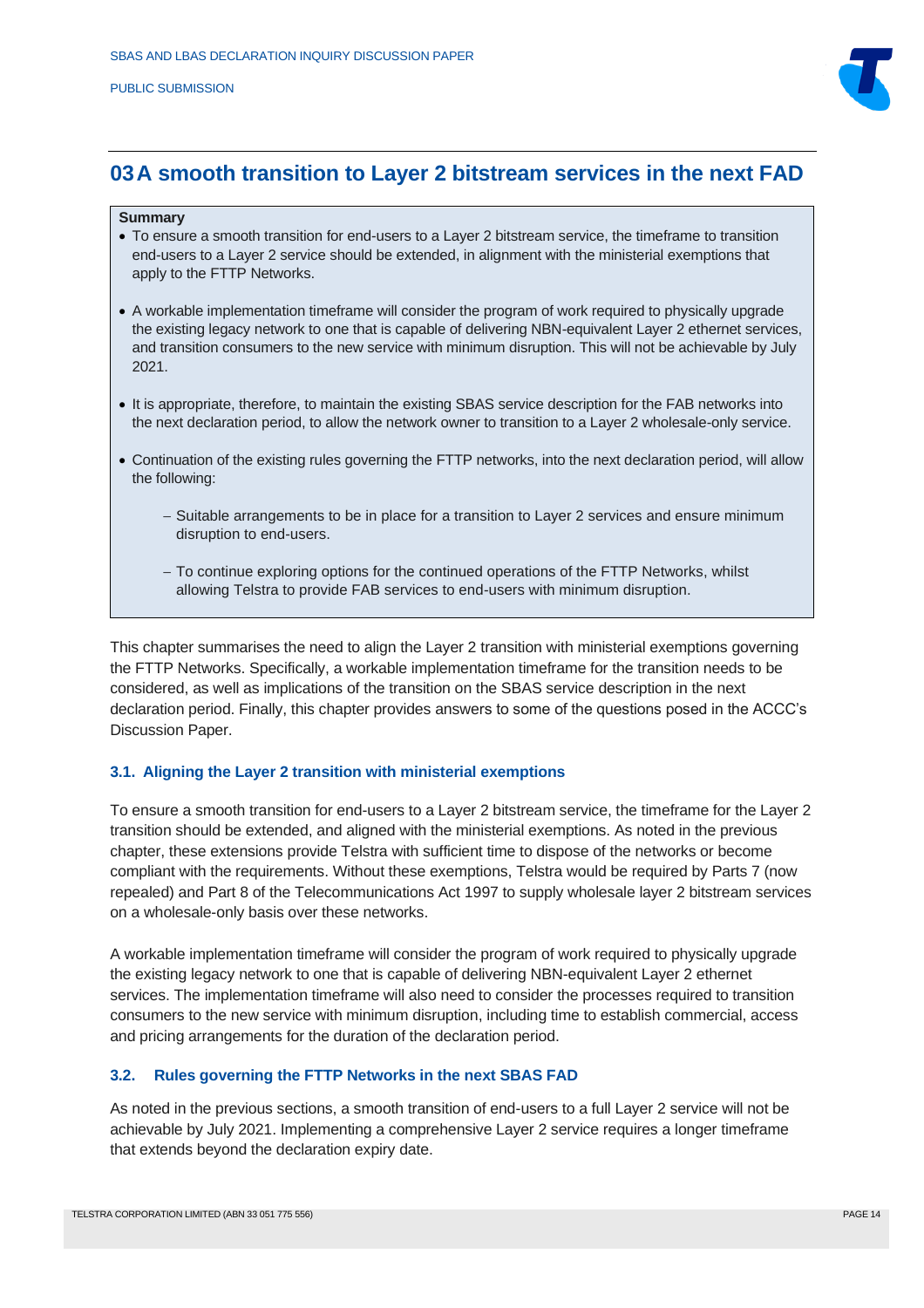# 03 A smooth transition to Layer 2 bitstream services in the next FAD

**Summary**

- To ensure a smooth transition for end-users to a Layer 2 bitstream service, the timeframe to transition end-users to a Layer 2 service should be extended, in alignment with the ministerial exemptions that apply to the FTTP Networks.
- A workable implementation timeframe will consider the program of work required to physically upgrade the existing legacy network to one that is capable of delivering NBN-equivalent Layer 2 ethernet services, and transition consumers to the new service with minimum disruption. This will not be achievable by July 2021.
- It is appropriate, therefore, to maintain the existing SBAS service description for the FAB networks into the next declaration period, to allow the network owner to transition to a Layer 2 wholesale-only service.
- Continuation of the existing rules governing the FTTP networks, into the next declaration period, will allow the following:
  - Suitable arrangements to be in place for a transition to Layer 2 services and ensure minimum disruption to end-users.
  - To continue exploring options for the continued operations of the FTTP Networks, whilst allowing Telstra to provide FAB services to end-users with minimum disruption.

This chapter summarises the need to align the Layer 2 transition with ministerial exemptions governing the FTTP Networks. Specifically, a workable implementation timeframe for the transition needs to be considered, as well as implications of the transition on the SBAS service description in the next declaration period. Finally, this chapter provides answers to some of the questions posed in the ACCC's Discussion Paper.

### 3.1. Aligning the Layer 2 transition with ministerial exemptions

To ensure a smooth transition for end-users to a Layer 2 bitstream service, the timeframe for the Layer 2 transition should be extended, and aligned with the ministerial exemptions. As noted in the previous chapter, these extensions provide Telstra with sufficient time to dispose of the networks or become compliant with the requirements. Without these exemptions, Telstra would be required by Parts 7 (now repealed) and Part 8 of the Telecommunications Act 1997 to supply wholesale layer 2 bitstream services on a wholesale-only basis over these networks.

A workable implementation timeframe will consider the program of work required to physically upgrade the existing legacy network to one that is capable of delivering NBN-equivalent Layer 2 ethernet services. The implementation timeframe will also need to consider the processes required to transition consumers to the new service with minimum disruption, including time to establish commercial, access and pricing arrangements for the duration of the declaration period.

### 3.2. Rules governing the FTTP Networks in the next SBAS FAD

As noted in the previous sections, a smooth transition of end-users to a full Layer 2 service will not be achievable by July 2021. Implementing a comprehensive Layer 2 service requires a longer timeframe that extends beyond the declaration expiry date.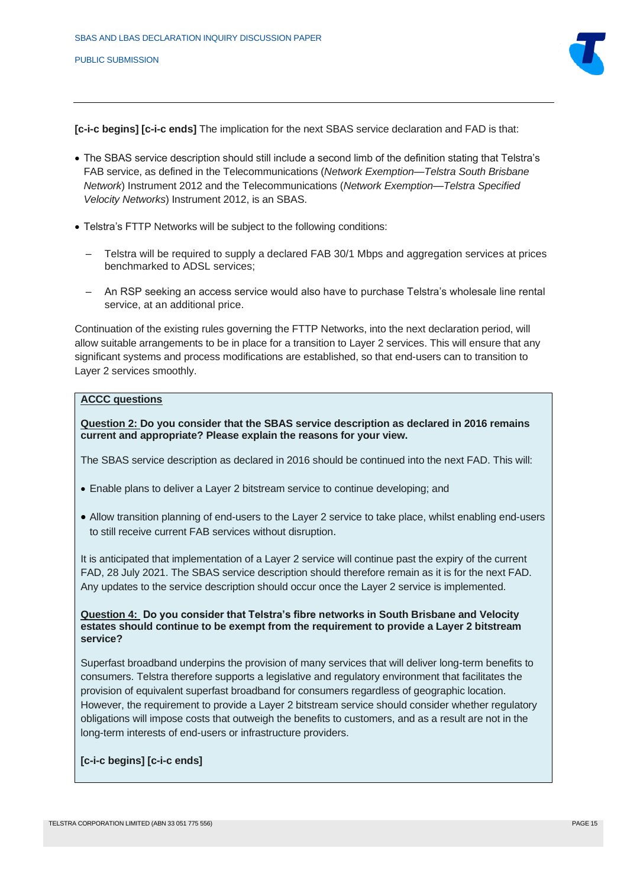**[c-i-c begins] [c-i-c ends]** The implication for the next SBAS service declaration and FAD is that:

- The SBAS service description should still include a second limb of the definition stating that Telstra's FAB service, as defined in the Telecommunications (*Network Exemption—Telstra South Brisbane Network*) Instrument 2012 and the Telecommunications (*Network Exemption—Telstra Specified Velocity Networks*) Instrument 2012, is an SBAS.
- Telstra's FTTP Networks will be subject to the following conditions:
  - Telstra will be required to supply a declared FAB 30/1 Mbps and aggregation services at prices benchmarked to ADSL services;
  - An RSP seeking an access service would also have to purchase Telstra's wholesale line rental service, at an additional price.

Continuation of the existing rules governing the FTTP Networks, into the next declaration period, will allow suitable arrangements to be in place for a transition to Layer 2 services. This will ensure that any significant systems and process modifications are established, so that end-users can to transition to Layer 2 services smoothly.

**ACCC questions**

**Question 2: Do you consider that the SBAS service description as declared in 2016 remains current and appropriate? Please explain the reasons for your view.**

The SBAS service description as declared in 2016 should be continued into the next FAD. This will:

- Enable plans to deliver a Layer 2 bitstream service to continue developing; and
- Allow transition planning of end-users to the Layer 2 service to take place, whilst enabling end-users to still receive current FAB services without disruption.

It is anticipated that implementation of a Layer 2 service will continue past the expiry of the current FAD, 28 July 2021. The SBAS service description should therefore remain as it is for the next FAD. Any updates to the service description should occur once the Layer 2 service is implemented.

**Question 4: Do you consider that Telstra's fibre networks in South Brisbane and Velocity estates should continue to be exempt from the requirement to provide a Layer 2 bitstream service?**

Superfast broadband underpins the provision of many services that will deliver long-term benefits to consumers. Telstra therefore supports a legislative and regulatory environment that facilitates the provision of equivalent superfast broadband for consumers regardless of geographic location. However, the requirement to provide a Layer 2 bitstream service should consider whether regulatory obligations will impose costs that outweigh the benefits to customers, and as a result are not in the long-term interests of end-users or infrastructure providers.

**[c-i-c begins] [c-i-c ends]**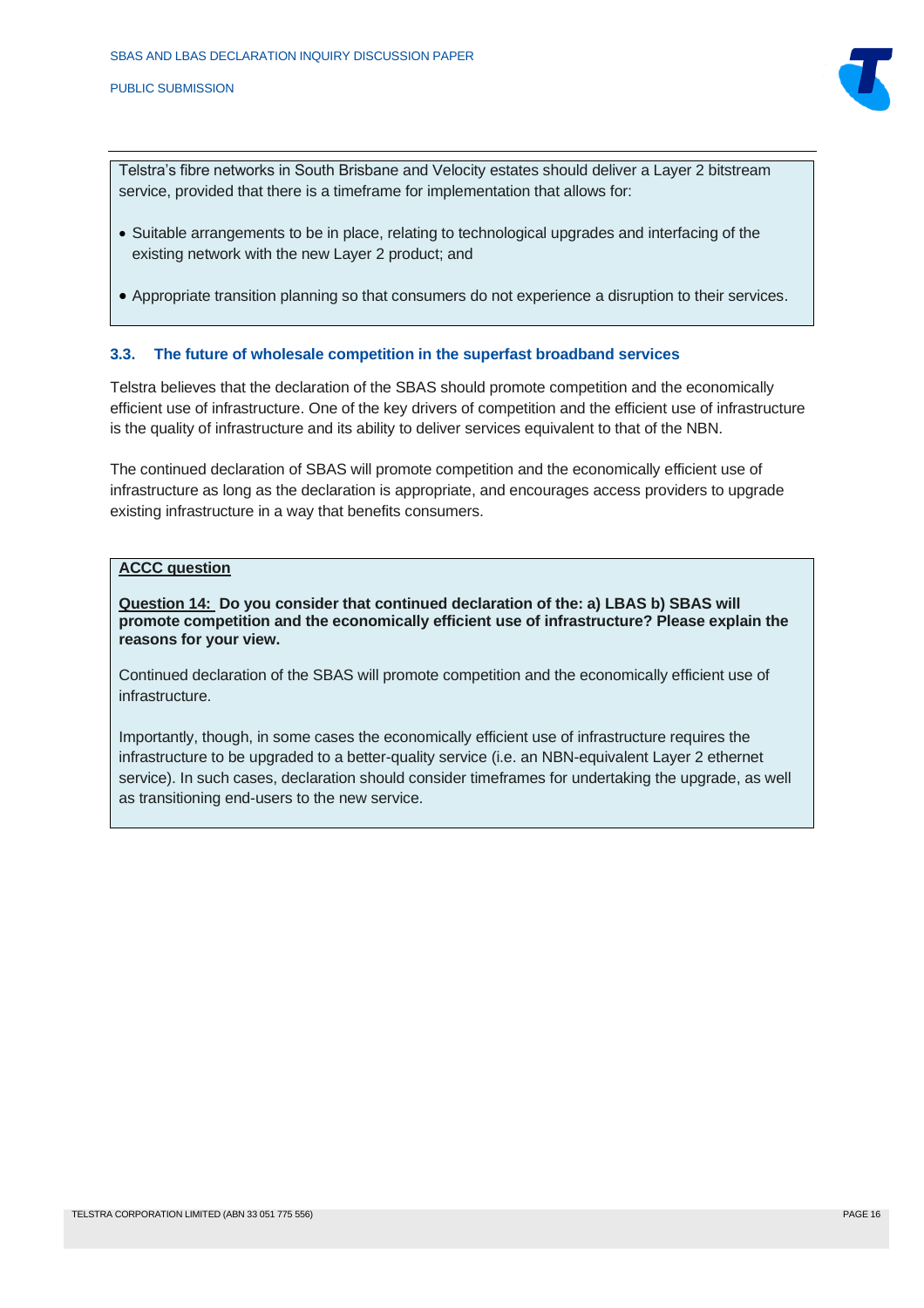Telstra's fibre networks in South Brisbane and Velocity estates should deliver a Layer 2 bitstream service, provided that there is a timeframe for implementation that allows for:

- Suitable arrangements to be in place, relating to technological upgrades and interfacing of the existing network with the new Layer 2 product; and
- Appropriate transition planning so that consumers do not experience a disruption to their services.

### 3.3. The future of wholesale competition in the superfast broadband services

Telstra believes that the declaration of the SBAS should promote competition and the economically efficient use of infrastructure. One of the key drivers of competition and the efficient use of infrastructure is the quality of infrastructure and its ability to deliver services equivalent to that of the NBN.

The continued declaration of SBAS will promote competition and the economically efficient use of infrastructure as long as the declaration is appropriate, and encourages access providers to upgrade existing infrastructure in a way that benefits consumers.

**ACCC question**

**Question 14: Do you consider that continued declaration of the: a) LBAS b) SBAS will promote competition and the economically efficient use of infrastructure? Please explain the reasons for your view.**

Continued declaration of the SBAS will promote competition and the economically efficient use of infrastructure.

Importantly, though, in some cases the economically efficient use of infrastructure requires the infrastructure to be upgraded to a better-quality service (i.e. an NBN-equivalent Layer 2 ethernet service). In such cases, declaration should consider timeframes for undertaking the upgrade, as well as transitioning end-users to the new service.